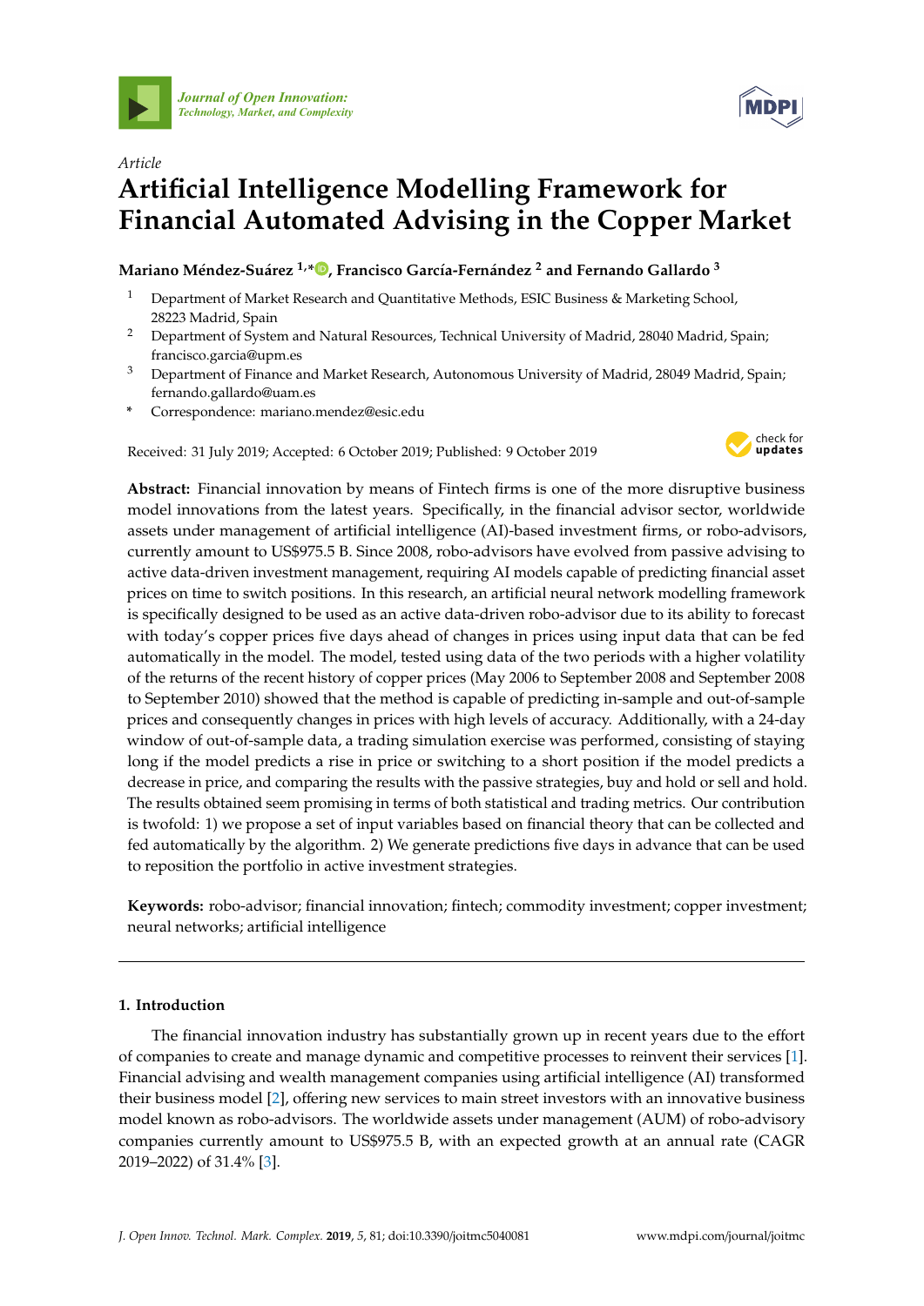*Article*

# Artificial Intelligence Modelling Framework for Financial Automated Advising in the Copper Market

**Mariano Méndez-Suárez [1,*], Francisco García-Fernández [2] and Fernando Gallardo [3]**

[1] Department of Market Research and Quantitative Methods, ESIC Business & Marketing School, 28223 Madrid, Spain

[2] Department of System and Natural Resources, Technical University of Madrid, 28040 Madrid, Spain; francisco.garcia@upm.es

[3] Department of Finance and Market Research, Autonomous University of Madrid, 28049 Madrid, Spain; fernando.gallardo@uam.es

\* Correspondence: mariano.mendez@esic.edu

Received: 31 July 2019; Accepted: 6 October 2019; Published: 9 October 2019

**Abstract:** Financial innovation by means of Fintech firms is one of the more disruptive business model innovations from the latest years. Specifically, in the financial advisor sector, worldwide assets under management of artificial intelligence (AI)-based investment firms, or robo-advisors, currently amount to US$975.5 B. Since 2008, robo-advisors have evolved from passive advising to active data-driven investment management, requiring AI models capable of predicting financial asset prices on time to switch positions. In this research, an artificial neural network modelling framework is specifically designed to be used as an active data-driven robo-advisor due to its ability to forecast with today's copper prices five days ahead of changes in prices using input data that can be fed automatically in the model. The model, tested using data of the two periods with a higher volatility of the returns of the recent history of copper prices (May 2006 to September 2008 and September 2008 to September 2010) showed that the method is capable of predicting in-sample and out-of-sample prices and consequently changes in prices with high levels of accuracy. Additionally, with a 24-day window of out-of-sample data, a trading simulation exercise was performed, consisting of staying long if the model predicts a rise in price or switching to a short position if the model predicts a decrease in price, and comparing the results with the passive strategies, buy and hold or sell and hold. The results obtained seem promising in terms of both statistical and trading metrics. Our contribution is twofold: 1) we propose a set of input variables based on financial theory that can be collected and fed automatically by the algorithm. 2) We generate predictions five days in advance that can be used to reposition the portfolio in active investment strategies.

**Keywords:** robo-advisor; financial innovation; fintech; commodity investment; copper investment; neural networks; artificial intelligence

## 1. Introduction

The financial innovation industry has substantially grown up in recent years due to the effort of companies to create and manage dynamic and competitive processes to reinvent their services [1]. Financial advising and wealth management companies using artificial intelligence (AI) transformed their business model [2], offering new services to main street investors with an innovative business model known as robo-advisors. The worldwide assets under management (AUM) of robo-advisory companies currently amount to US$975.5 B, with an expected growth at an annual rate (CAGR 2019–2022) of 31.4% [3].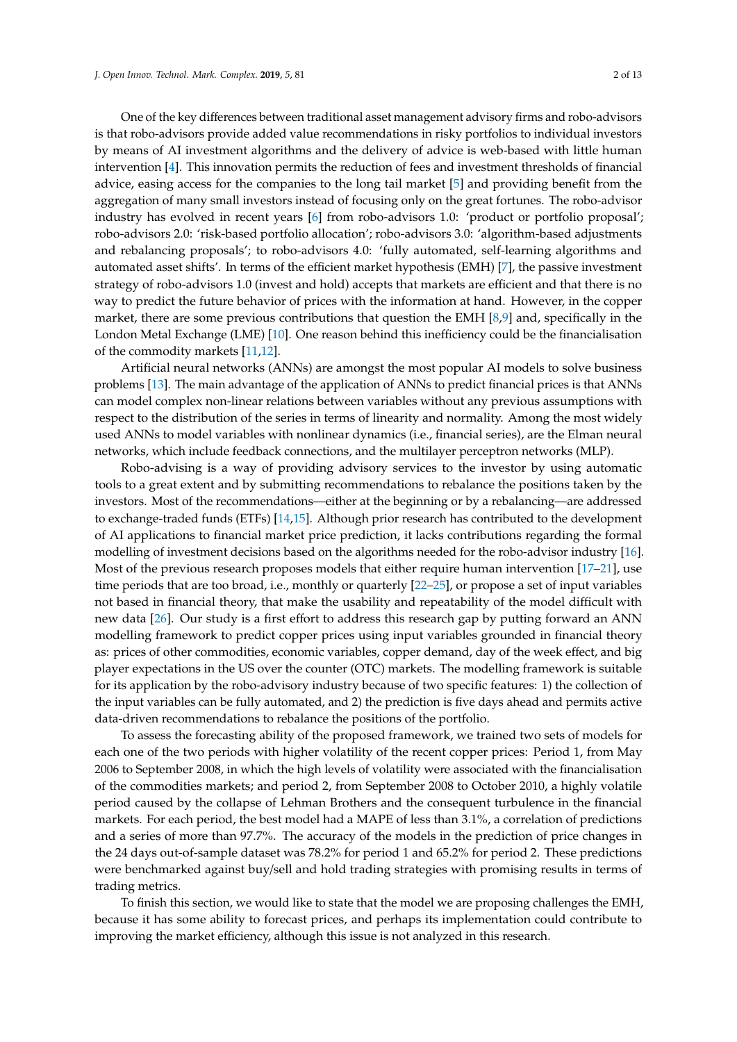One of the key differences between traditional asset management advisory firms and robo-advisors is that robo-advisors provide added value recommendations in risky portfolios to individual investors by means of AI investment algorithms and the delivery of advice is web-based with little human intervention [4]. This innovation permits the reduction of fees and investment thresholds of financial advice, easing access for the companies to the long tail market [5] and providing benefit from the aggregation of many small investors instead of focusing only on the great fortunes. The robo-advisor industry has evolved in recent years [6] from robo-advisors 1.0: 'product or portfolio proposal'; robo-advisors 2.0: 'risk-based portfolio allocation'; robo-advisors 3.0: 'algorithm-based adjustments and rebalancing proposals'; to robo-advisors 4.0: 'fully automated, self-learning algorithms and automated asset shifts'. In terms of the efficient market hypothesis (EMH) [7], the passive investment strategy of robo-advisors 1.0 (invest and hold) accepts that markets are efficient and that there is no way to predict the future behavior of prices with the information at hand. However, in the copper market, there are some previous contributions that question the EMH [8,9] and, specifically in the London Metal Exchange (LME) [10]. One reason behind this inefficiency could be the financialisation of the commodity markets [11,12].

Artificial neural networks (ANNs) are amongst the most popular AI models to solve business problems [13]. The main advantage of the application of ANNs to predict financial prices is that ANNs can model complex non-linear relations between variables without any previous assumptions with respect to the distribution of the series in terms of linearity and normality. Among the most widely used ANNs to model variables with nonlinear dynamics (i.e., financial series), are the Elman neural networks, which include feedback connections, and the multilayer perceptron networks (MLP).

Robo-advising is a way of providing advisory services to the investor by using automatic tools to a great extent and by submitting recommendations to rebalance the positions taken by the investors. Most of the recommendations—either at the beginning or by a rebalancing—are addressed to exchange-traded funds (ETFs) [14,15]. Although prior research has contributed to the development of AI applications to financial market price prediction, it lacks contributions regarding the formal modelling of investment decisions based on the algorithms needed for the robo-advisor industry [16]. Most of the previous research proposes models that either require human intervention [17–21], use time periods that are too broad, i.e., monthly or quarterly [22–25], or propose a set of input variables not based in financial theory, that make the usability and repeatability of the model difficult with new data [26]. Our study is a first effort to address this research gap by putting forward an ANN modelling framework to predict copper prices using input variables grounded in financial theory as: prices of other commodities, economic variables, copper demand, day of the week effect, and big player expectations in the US over the counter (OTC) markets. The modelling framework is suitable for its application by the robo-advisory industry because of two specific features: 1) the collection of the input variables can be fully automated, and 2) the prediction is five days ahead and permits active data-driven recommendations to rebalance the positions of the portfolio.

To assess the forecasting ability of the proposed framework, we trained two sets of models for each one of the two periods with higher volatility of the recent copper prices: Period 1, from May 2006 to September 2008, in which the high levels of volatility were associated with the financialisation of the commodities markets; and period 2, from September 2008 to October 2010, a highly volatile period caused by the collapse of Lehman Brothers and the consequent turbulence in the financial markets. For each period, the best model had a MAPE of less than 3.1%, a correlation of predictions and a series of more than 97.7%. The accuracy of the models in the prediction of price changes in the 24 days out-of-sample dataset was 78.2% for period 1 and 65.2% for period 2. These predictions were benchmarked against buy/sell and hold trading strategies with promising results in terms of trading metrics.

To finish this section, we would like to state that the model we are proposing challenges the EMH, because it has some ability to forecast prices, and perhaps its implementation could contribute to improving the market efficiency, although this issue is not analyzed in this research.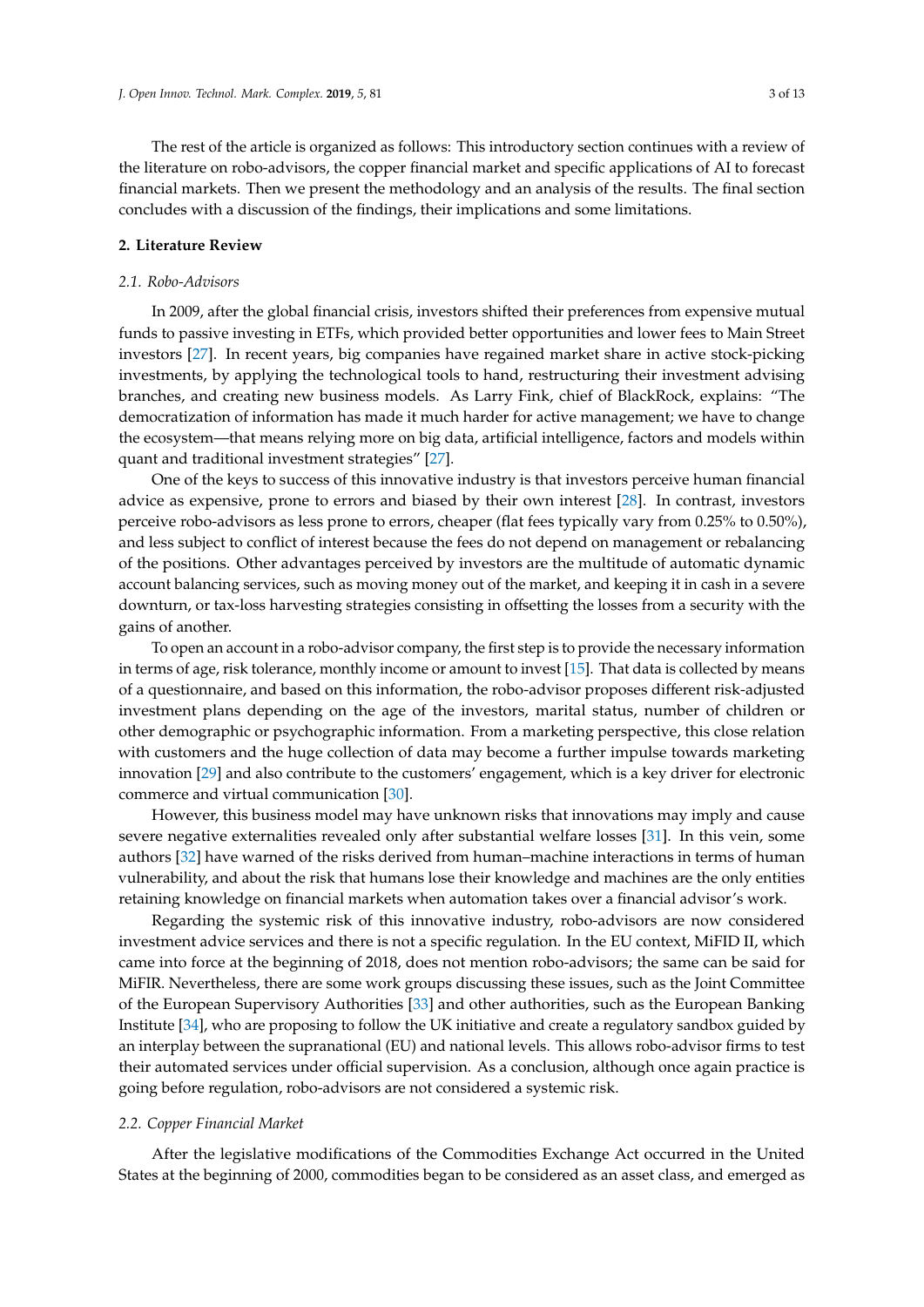The rest of the article is organized as follows: This introductory section continues with a review of the literature on robo-advisors, the copper financial market and specific applications of AI to forecast financial markets. Then we present the methodology and an analysis of the results. The final section concludes with a discussion of the findings, their implications and some limitations.

## 2. Literature Review

### *2.1. Robo-Advisors*

In 2009, after the global financial crisis, investors shifted their preferences from expensive mutual funds to passive investing in ETFs, which provided better opportunities and lower fees to Main Street investors [27]. In recent years, big companies have regained market share in active stock-picking investments, by applying the technological tools to hand, restructuring their investment advising branches, and creating new business models. As Larry Fink, chief of BlackRock, explains: "The democratization of information has made it much harder for active management; we have to change the ecosystem—that means relying more on big data, artificial intelligence, factors and models within quant and traditional investment strategies" [27].

One of the keys to success of this innovative industry is that investors perceive human financial advice as expensive, prone to errors and biased by their own interest [28]. In contrast, investors perceive robo-advisors as less prone to errors, cheaper (flat fees typically vary from 0.25% to 0.50%), and less subject to conflict of interest because the fees do not depend on management or rebalancing of the positions. Other advantages perceived by investors are the multitude of automatic dynamic account balancing services, such as moving money out of the market, and keeping it in cash in a severe downturn, or tax-loss harvesting strategies consisting in offsetting the losses from a security with the gains of another.

To open an account in a robo-advisor company, the first step is to provide the necessary information in terms of age, risk tolerance, monthly income or amount to invest [15]. That data is collected by means of a questionnaire, and based on this information, the robo-advisor proposes different risk-adjusted investment plans depending on the age of the investors, marital status, number of children or other demographic or psychographic information. From a marketing perspective, this close relation with customers and the huge collection of data may become a further impulse towards marketing innovation [29] and also contribute to the customers' engagement, which is a key driver for electronic commerce and virtual communication [30].

However, this business model may have unknown risks that innovations may imply and cause severe negative externalities revealed only after substantial welfare losses [31]. In this vein, some authors [32] have warned of the risks derived from human–machine interactions in terms of human vulnerability, and about the risk that humans lose their knowledge and machines are the only entities retaining knowledge on financial markets when automation takes over a financial advisor's work.

Regarding the systemic risk of this innovative industry, robo-advisors are now considered investment advice services and there is not a specific regulation. In the EU context, MiFID II, which came into force at the beginning of 2018, does not mention robo-advisors; the same can be said for MiFIR. Nevertheless, there are some work groups discussing these issues, such as the Joint Committee of the European Supervisory Authorities [33] and other authorities, such as the European Banking Institute [34], who are proposing to follow the UK initiative and create a regulatory sandbox guided by an interplay between the supranational (EU) and national levels. This allows robo-advisor firms to test their automated services under official supervision. As a conclusion, although once again practice is going before regulation, robo-advisors are not considered a systemic risk.

### *2.2. Copper Financial Market*

After the legislative modifications of the Commodities Exchange Act occurred in the United States at the beginning of 2000, commodities began to be considered as an asset class, and emerged as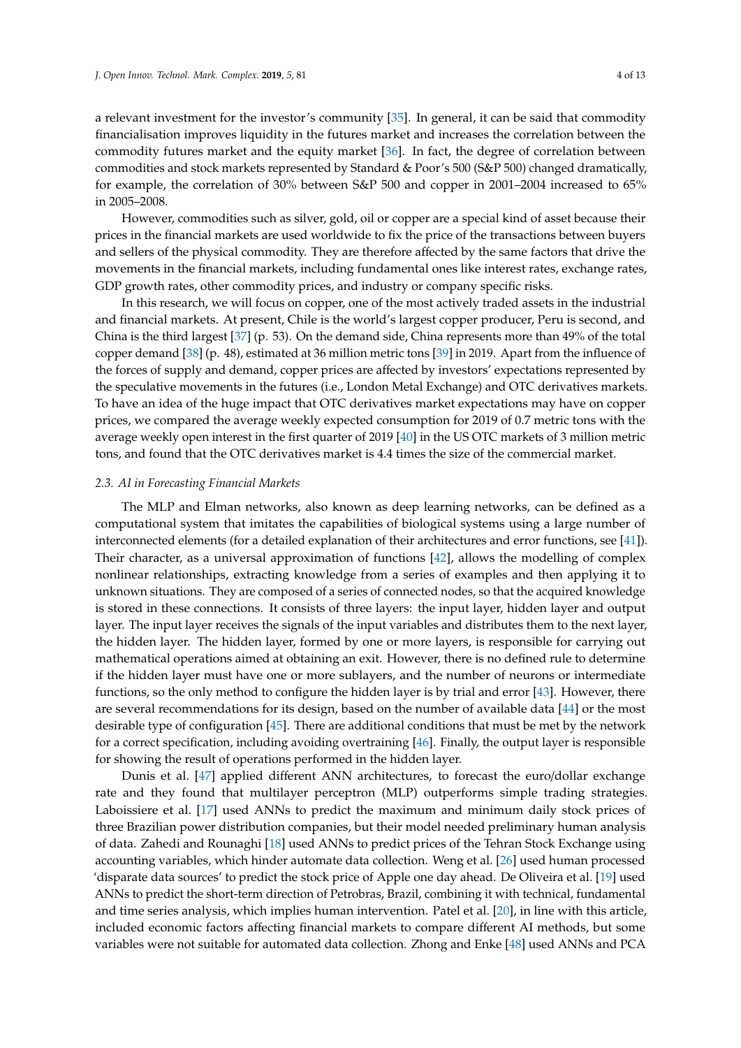a relevant investment for the investor's community [35]. In general, it can be said that commodity financialisation improves liquidity in the futures market and increases the correlation between the commodity futures market and the equity market [36]. In fact, the degree of correlation between commodities and stock markets represented by Standard & Poor's 500 (S&P 500) changed dramatically, for example, the correlation of 30% between S&P 500 and copper in 2001–2004 increased to 65% in 2005–2008.

However, commodities such as silver, gold, oil or copper are a special kind of asset because their prices in the financial markets are used worldwide to fix the price of the transactions between buyers and sellers of the physical commodity. They are therefore affected by the same factors that drive the movements in the financial markets, including fundamental ones like interest rates, exchange rates, GDP growth rates, other commodity prices, and industry or company specific risks.

In this research, we will focus on copper, one of the most actively traded assets in the industrial and financial markets. At present, Chile is the world's largest copper producer, Peru is second, and China is the third largest [37] (p. 53). On the demand side, China represents more than 49% of the total copper demand [38] (p. 48), estimated at 36 million metric tons [39] in 2019. Apart from the influence of the forces of supply and demand, copper prices are affected by investors' expectations represented by the speculative movements in the futures (i.e., London Metal Exchange) and OTC derivatives markets. To have an idea of the huge impact that OTC derivatives market expectations may have on copper prices, we compared the average weekly expected consumption for 2019 of 0.7 metric tons with the average weekly open interest in the first quarter of 2019 [40] in the US OTC markets of 3 million metric tons, and found that the OTC derivatives market is 4.4 times the size of the commercial market.

### 2.3. AI in Forecasting Financial Markets

The MLP and Elman networks, also known as deep learning networks, can be defined as a computational system that imitates the capabilities of biological systems using a large number of interconnected elements (for a detailed explanation of their architectures and error functions, see [41]). Their character, as a universal approximation of functions [42], allows the modelling of complex nonlinear relationships, extracting knowledge from a series of examples and then applying it to unknown situations. They are composed of a series of connected nodes, so that the acquired knowledge is stored in these connections. It consists of three layers: the input layer, hidden layer and output layer. The input layer receives the signals of the input variables and distributes them to the next layer, the hidden layer. The hidden layer, formed by one or more layers, is responsible for carrying out mathematical operations aimed at obtaining an exit. However, there is no defined rule to determine if the hidden layer must have one or more sublayers, and the number of neurons or intermediate functions, so the only method to configure the hidden layer is by trial and error [43]. However, there are several recommendations for its design, based on the number of available data [44] or the most desirable type of configuration [45]. There are additional conditions that must be met by the network for a correct specification, including avoiding overtraining [46]. Finally, the output layer is responsible for showing the result of operations performed in the hidden layer.

Dunis et al. [47] applied different ANN architectures, to forecast the euro/dollar exchange rate and they found that multilayer perceptron (MLP) outperforms simple trading strategies. Laboissiere et al. [17] used ANNs to predict the maximum and minimum daily stock prices of three Brazilian power distribution companies, but their model needed preliminary human analysis of data. Zahedi and Rounaghi [18] used ANNs to predict prices of the Tehran Stock Exchange using accounting variables, which hinder automate data collection. Weng et al. [26] used human processed 'disparate data sources' to predict the stock price of Apple one day ahead. De Oliveira et al. [19] used ANNs to predict the short-term direction of Petrobras, Brazil, combining it with technical, fundamental and time series analysis, which implies human intervention. Patel et al. [20], in line with this article, included economic factors affecting financial markets to compare different AI methods, but some variables were not suitable for automated data collection. Zhong and Enke [48] used ANNs and PCA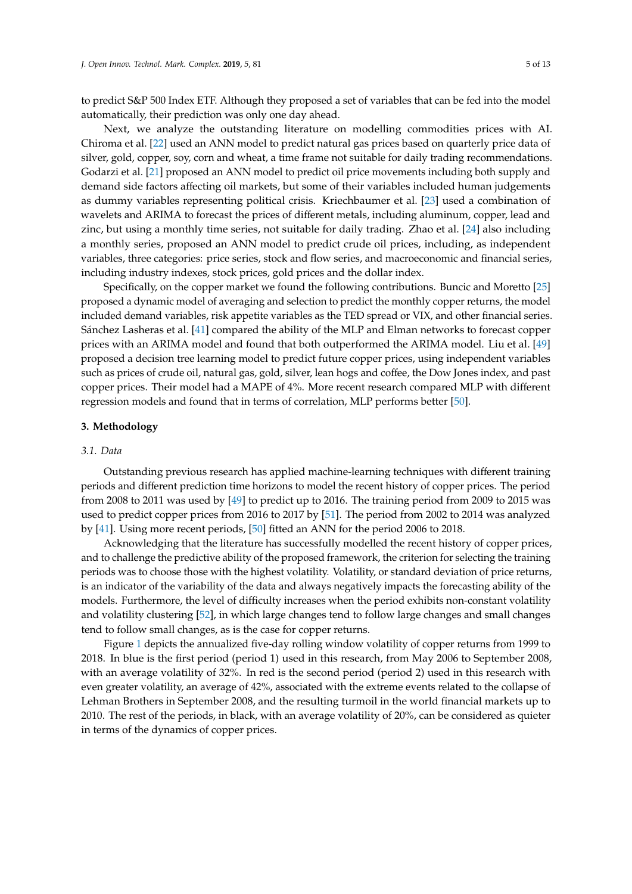to predict S&P 500 Index ETF. Although they proposed a set of variables that can be fed into the model automatically, their prediction was only one day ahead.

Next, we analyze the outstanding literature on modelling commodities prices with AI. Chiroma et al. [22] used an ANN model to predict natural gas prices based on quarterly price data of silver, gold, copper, soy, corn and wheat, a time frame not suitable for daily trading recommendations. Godarzi et al. [21] proposed an ANN model to predict oil price movements including both supply and demand side factors affecting oil markets, but some of their variables included human judgements as dummy variables representing political crisis. Kriechbaumer et al. [23] used a combination of wavelets and ARIMA to forecast the prices of different metals, including aluminum, copper, lead and zinc, but using a monthly time series, not suitable for daily trading. Zhao et al. [24] also including a monthly series, proposed an ANN model to predict crude oil prices, including, as independent variables, three categories: price series, stock and flow series, and macroeconomic and financial series, including industry indexes, stock prices, gold prices and the dollar index.

Specifically, on the copper market we found the following contributions. Buncic and Moretto [25] proposed a dynamic model of averaging and selection to predict the monthly copper returns, the model included demand variables, risk appetite variables as the TED spread or VIX, and other financial series. Sánchez Lasheras et al. [41] compared the ability of the MLP and Elman networks to forecast copper prices with an ARIMA model and found that both outperformed the ARIMA model. Liu et al. [49] proposed a decision tree learning model to predict future copper prices, using independent variables such as prices of crude oil, natural gas, gold, silver, lean hogs and coffee, the Dow Jones index, and past copper prices. Their model had a MAPE of 4%. More recent research compared MLP with different regression models and found that in terms of correlation, MLP performs better [50].

## 3. Methodology

### *3.1. Data*

Outstanding previous research has applied machine-learning techniques with different training periods and different prediction time horizons to model the recent history of copper prices. The period from 2008 to 2011 was used by [49] to predict up to 2016. The training period from 2009 to 2015 was used to predict copper prices from 2016 to 2017 by [51]. The period from 2002 to 2014 was analyzed by [41]. Using more recent periods, [50] fitted an ANN for the period 2006 to 2018.

Acknowledging that the literature has successfully modelled the recent history of copper prices, and to challenge the predictive ability of the proposed framework, the criterion for selecting the training periods was to choose those with the highest volatility. Volatility, or standard deviation of price returns, is an indicator of the variability of the data and always negatively impacts the forecasting ability of the models. Furthermore, the level of difficulty increases when the period exhibits non-constant volatility and volatility clustering [52], in which large changes tend to follow large changes and small changes tend to follow small changes, as is the case for copper returns.

Figure 1 depicts the annualized five-day rolling window volatility of copper returns from 1999 to 2018. In blue is the first period (period 1) used in this research, from May 2006 to September 2008, with an average volatility of 32%. In red is the second period (period 2) used in this research with even greater volatility, an average of 42%, associated with the extreme events related to the collapse of Lehman Brothers in September 2008, and the resulting turmoil in the world financial markets up to 2010. The rest of the periods, in black, with an average volatility of 20%, can be considered as quieter in terms of the dynamics of copper prices.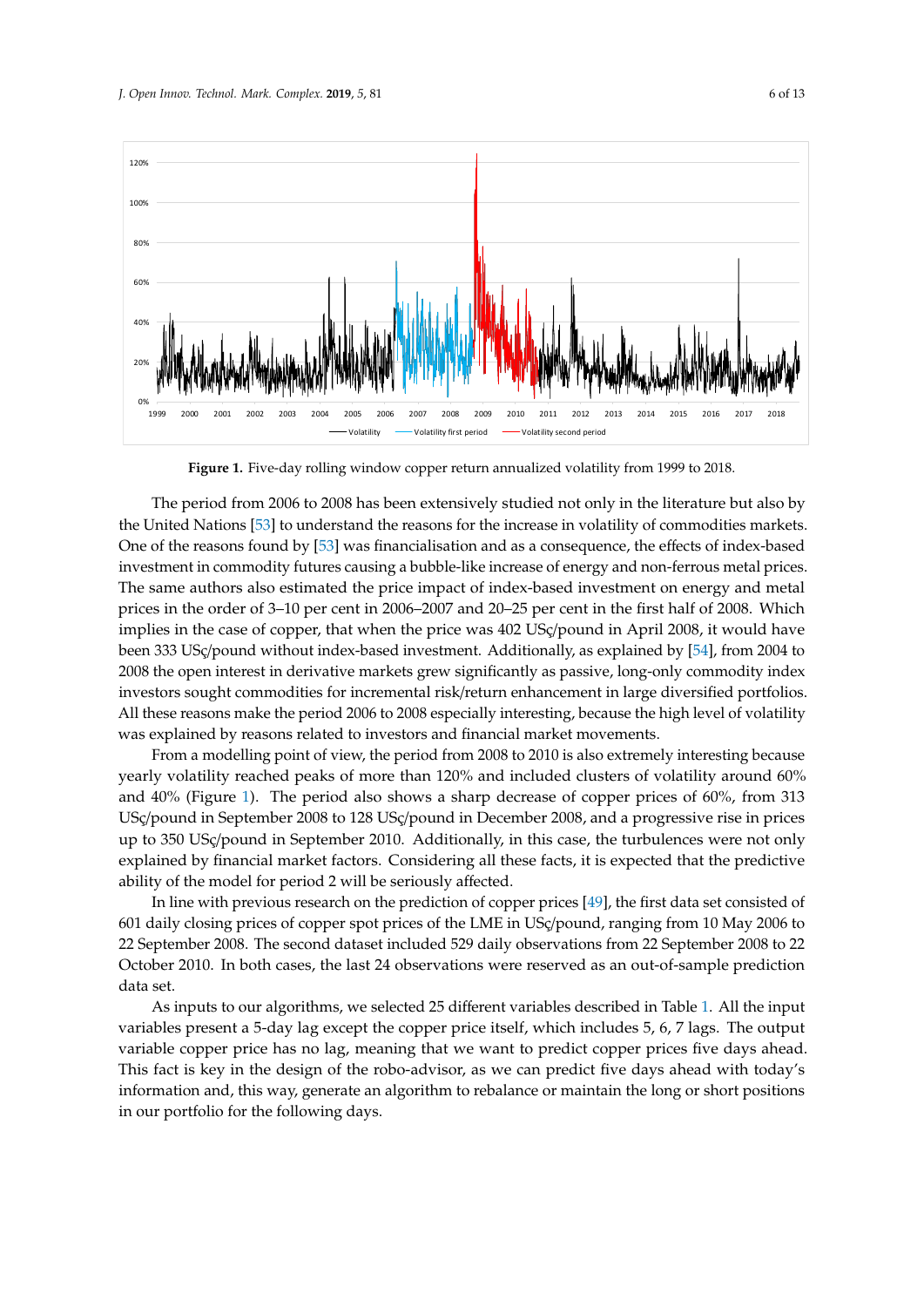**Figure 1.** Five-day rolling window copper return annualized volatility from 1999 to 2018.

The period from 2006 to 2008 has been extensively studied not only in the literature but also by the United Nations [53] to understand the reasons for the increase in volatility of commodities markets. One of the reasons found by [53] was financialisation and as a consequence, the effects of index-based investment in commodity futures causing a bubble-like increase of energy and non-ferrous metal prices. The same authors also estimated the price impact of index-based investment on energy and metal prices in the order of 3–10 per cent in 2006–2007 and 20–25 per cent in the first half of 2008. Which implies in the case of copper, that when the price was 402 USç/pound in April 2008, it would have been 333 USç/pound without index-based investment. Additionally, as explained by [54], from 2004 to 2008 the open interest in derivative markets grew significantly as passive, long-only commodity index investors sought commodities for incremental risk/return enhancement in large diversified portfolios. All these reasons make the period 2006 to 2008 especially interesting, because the high level of volatility was explained by reasons related to investors and financial market movements.

From a modelling point of view, the period from 2008 to 2010 is also extremely interesting because yearly volatility reached peaks of more than 120% and included clusters of volatility around 60% and 40% (Figure 1). The period also shows a sharp decrease of copper prices of 60%, from 313 USç/pound in September 2008 to 128 USç/pound in December 2008, and a progressive rise in prices up to 350 USç/pound in September 2010. Additionally, in this case, the turbulences were not only explained by financial market factors. Considering all these facts, it is expected that the predictive ability of the model for period 2 will be seriously affected.

In line with previous research on the prediction of copper prices [49], the first data set consisted of 601 daily closing prices of copper spot prices of the LME in USç/pound, ranging from 10 May 2006 to 22 September 2008. The second dataset included 529 daily observations from 22 September 2008 to 22 October 2010. In both cases, the last 24 observations were reserved as an out-of-sample prediction data set.

As inputs to our algorithms, we selected 25 different variables described in Table 1. All the input variables present a 5-day lag except the copper price itself, which includes 5, 6, 7 lags. The output variable copper price has no lag, meaning that we want to predict copper prices five days ahead. This fact is key in the design of the robo-advisor, as we can predict five days ahead with today's information and, this way, generate an algorithm to rebalance or maintain the long or short positions in our portfolio for the following days.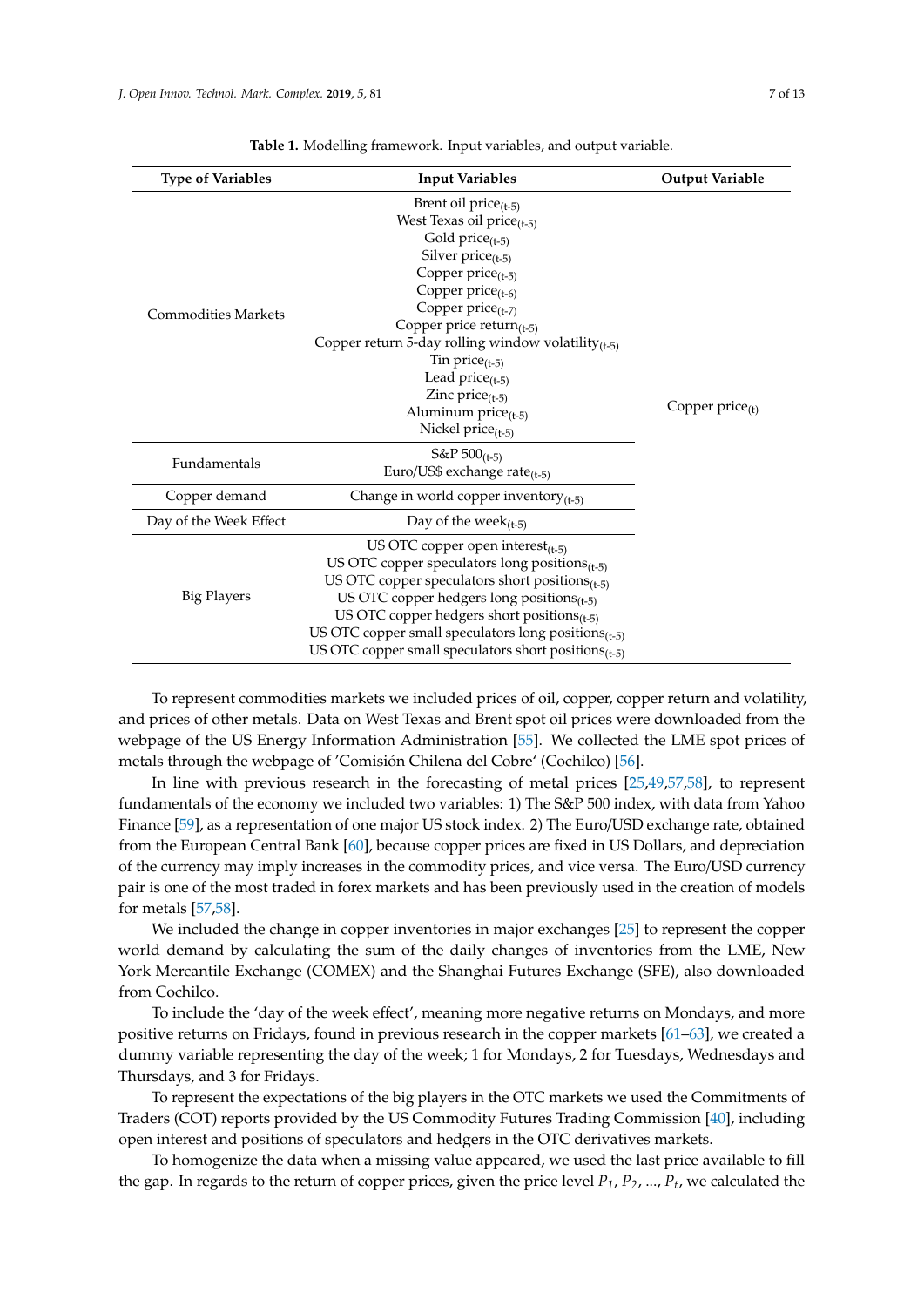**Table 1.** Modelling framework. Input variables, and output variable.

| Type of Variables | Input Variables | Output Variable |
|---|---|---|
| Commodities Markets | Brent oil price$_{(t-5)}$<br>West Texas oil price$_{(t-5)}$<br>Gold price$_{(t-5)}$<br>Silver price$_{(t-5)}$<br>Copper price$_{(t-5)}$<br>Copper price$_{(t-6)}$<br>Copper price$_{(t-7)}$<br>Copper price return$_{(t-5)}$<br>Copper return 5-day rolling window volatility$_{(t-5)}$<br>Tin price$_{(t-5)}$<br>Lead price$_{(t-5)}$<br>Zinc price$_{(t-5)}$<br>Aluminum price$_{(t-5)}$<br>Nickel price$_{(t-5)}$ | Copper price$_{(t)}$ |
| Fundamentals | S&P 500$_{(t-5)}$<br>Euro/US$ exchange rate$_{(t-5)}$ | |
| Copper demand | Change in world copper inventory$_{(t-5)}$ | |
| Day of the Week Effect | Day of the week$_{(t-5)}$ | |
| Big Players | US OTC copper open interest$_{(t-5)}$<br>US OTC copper speculators long positions$_{(t-5)}$<br>US OTC copper speculators short positions$_{(t-5)}$<br>US OTC copper hedgers long positions$_{(t-5)}$<br>US OTC copper hedgers short positions$_{(t-5)}$<br>US OTC copper small speculators long positions$_{(t-5)}$<br>US OTC copper small speculators short positions$_{(t-5)}$ | |

To represent commodities markets we included prices of oil, copper, copper return and volatility, and prices of other metals. Data on West Texas and Brent spot oil prices were downloaded from the webpage of the US Energy Information Administration [55]. We collected the LME spot prices of metals through the webpage of 'Comisión Chilena del Cobre' (Cochilco) [56].

In line with previous research in the forecasting of metal prices [25,49,57,58], to represent fundamentals of the economy we included two variables: 1) The S&P 500 index, with data from Yahoo Finance [59], as a representation of one major US stock index. 2) The Euro/USD exchange rate, obtained from the European Central Bank [60], because copper prices are fixed in US Dollars, and depreciation of the currency may imply increases in the commodity prices, and vice versa. The Euro/USD currency pair is one of the most traded in forex markets and has been previously used in the creation of models for metals [57,58].

We included the change in copper inventories in major exchanges [25] to represent the copper world demand by calculating the sum of the daily changes of inventories from the LME, New York Mercantile Exchange (COMEX) and the Shanghai Futures Exchange (SFE), also downloaded from Cochilco.

To include the 'day of the week effect', meaning more negative returns on Mondays, and more positive returns on Fridays, found in previous research in the copper markets [61–63], we created a dummy variable representing the day of the week; 1 for Mondays, 2 for Tuesdays, Wednesdays and Thursdays, and 3 for Fridays.

To represent the expectations of the big players in the OTC markets we used the Commitments of Traders (COT) reports provided by the US Commodity Futures Trading Commission [40], including open interest and positions of speculators and hedgers in the OTC derivatives markets.

To homogenize the data when a missing value appeared, we used the last price available to fill the gap. In regards to the return of copper prices, given the price level $P_1$, $P_2$, ..., $P_t$, we calculated the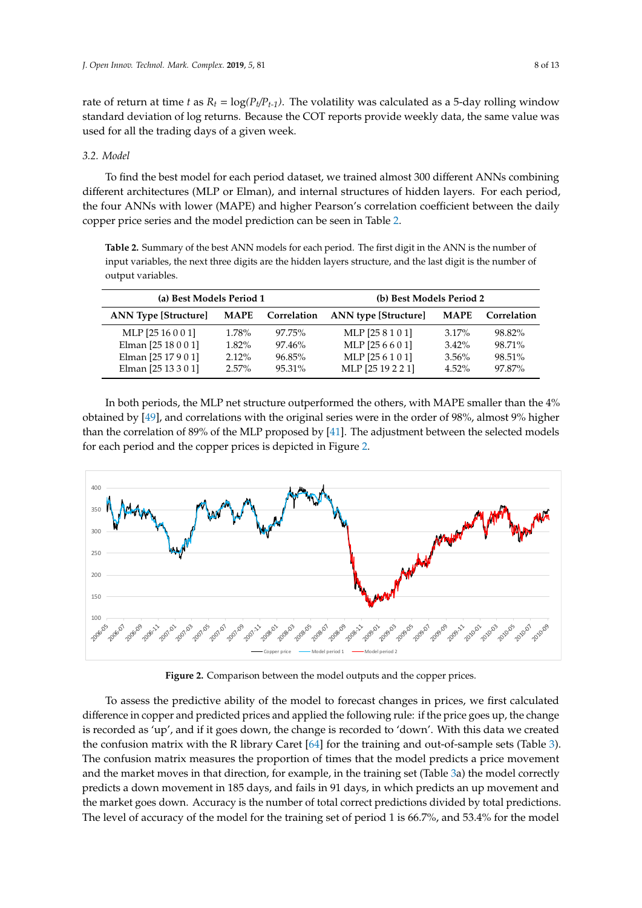rate of return at time $t$ as $R_t = \log(P_t/P_{t-1})$. The volatility was calculated as a 5-day rolling window standard deviation of log returns. Because the COT reports provide weekly data, the same value was used for all the trading days of a given week.

### 3.2. Model

To find the best model for each period dataset, we trained almost 300 different ANNs combining different architectures (MLP or Elman), and internal structures of hidden layers. For each period, the four ANNs with lower (MAPE) and higher Pearson's correlation coefficient between the daily copper price series and the model prediction can be seen in Table 2.

**Table 2.** Summary of the best ANN models for each period. The first digit in the ANN is the number of input variables, the next three digits are the hidden layers structure, and the last digit is the number of output variables.

| (a) Best Models Period 1 | | | (b) Best Models Period 2 | | |
|---|---|---|---|---|---|
| **ANN Type [Structure]** | **MAPE** | **Correlation** | **ANN type [Structure]** | **MAPE** | **Correlation** |
| MLP [25 16 0 0 1] | 1.78% | 97.75% | MLP [25 8 1 0 1] | 3.17% | 98.82% |
| Elman [25 18 0 0 1] | 1.82% | 97.46% | MLP [25 6 6 0 1] | 3.42% | 98.71% |
| Elman [25 17 9 0 1] | 2.12% | 96.85% | MLP [25 6 1 0 1] | 3.56% | 98.51% |
| Elman [25 13 3 0 1] | 2.57% | 95.31% | MLP [25 19 2 2 1] | 4.52% | 97.87% |

In both periods, the MLP net structure outperformed the others, with MAPE smaller than the 4% obtained by [49], and correlations with the original series were in the order of 98%, almost 9% higher than the correlation of 89% of the MLP proposed by [41]. The adjustment between the selected models for each period and the copper prices is depicted in Figure 2.

**Figure 2.** Comparison between the model outputs and the copper prices.

To assess the predictive ability of the model to forecast changes in prices, we first calculated difference in copper and predicted prices and applied the following rule: if the price goes up, the change is recorded as 'up', and if it goes down, the change is recorded to 'down'. With this data we created the confusion matrix with the R library Caret [64] for the training and out-of-sample sets (Table 3). The confusion matrix measures the proportion of times that the model predicts a price movement and the market moves in that direction, for example, in the training set (Table 3a) the model correctly predicts a down movement in 185 days, and fails in 91 days, in which predicts an up movement and the market goes down. Accuracy is the number of total correct predictions divided by total predictions. The level of accuracy of the model for the training set of period 1 is 66.7%, and 53.4% for the model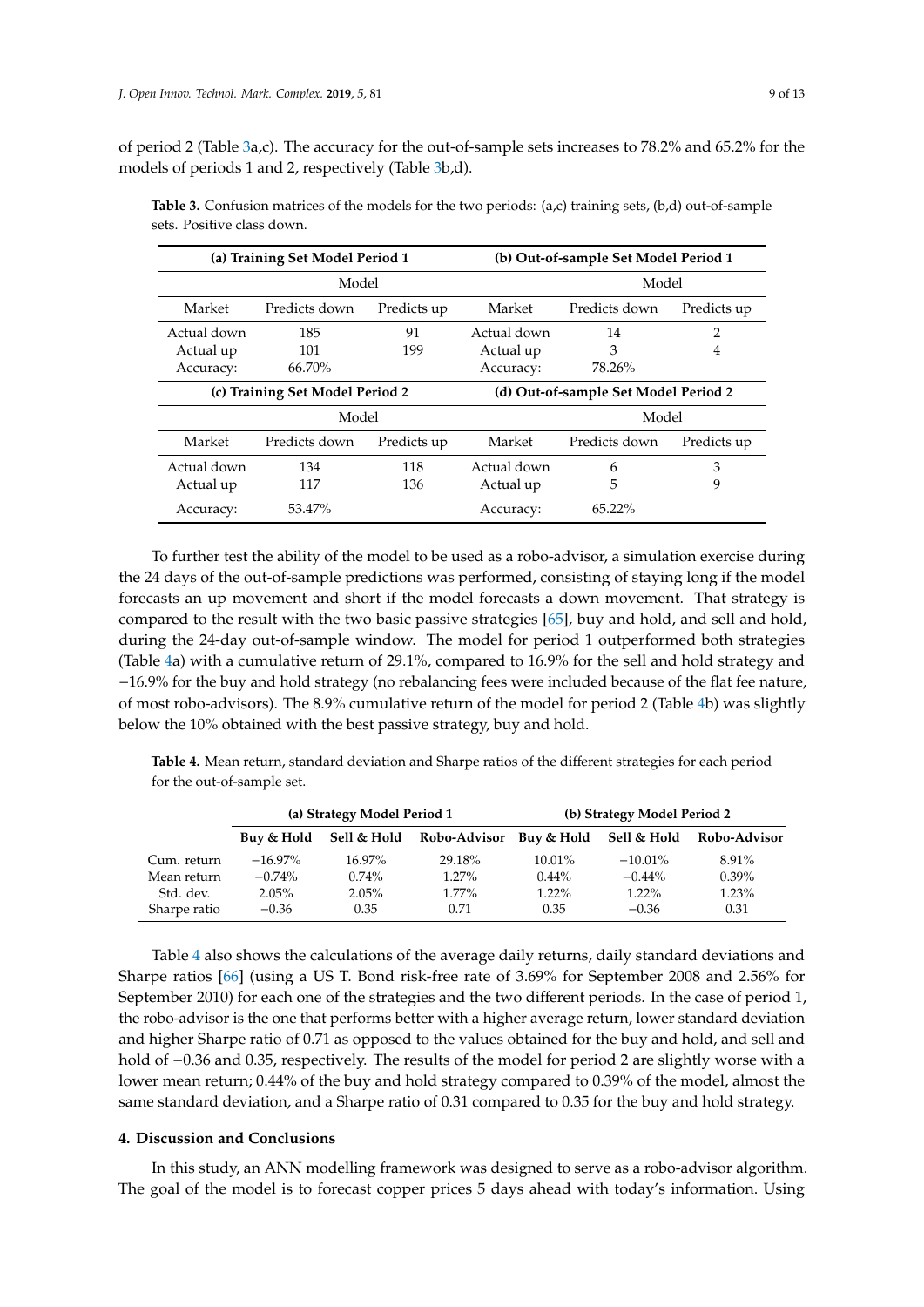of period 2 (Table 3a,c). The accuracy for the out-of-sample sets increases to 78.2% and 65.2% for the models of periods 1 and 2, respectively (Table 3b,d).

**Table 3.** Confusion matrices of the models for the two periods: (a,c) training sets, (b,d) out-of-sample sets. Positive class down.

| (a) Training Set Model Period 1 | | | (b) Out-of-sample Set Model Period 1 | | |
|---|---|---|---|---|---|
| | Model | | | Model | |
| Market | Predicts down | Predicts up | Market | Predicts down | Predicts up |
| Actual down | 185 | 91 | Actual down | 14 | 2 |
| Actual up | 101 | 199 | Actual up | 3 | 4 |
| Accuracy: | 66.70% | | Accuracy: | 78.26% | |
| **(c) Training Set Model Period 2** | | | **(d) Out-of-sample Set Model Period 2** | | |
| | Model | | | Model | |
| Market | Predicts down | Predicts up | Market | Predicts down | Predicts up |
| Actual down | 134 | 118 | Actual down | 6 | 3 |
| Actual up | 117 | 136 | Actual up | 5 | 9 |
| Accuracy: | 53.47% | | Accuracy: | 65.22% | |

To further test the ability of the model to be used as a robo-advisor, a simulation exercise during the 24 days of the out-of-sample predictions was performed, consisting of staying long if the model forecasts an up movement and short if the model forecasts a down movement. That strategy is compared to the result with the two basic passive strategies [65], buy and hold, and sell and hold, during the 24-day out-of-sample window. The model for period 1 outperformed both strategies (Table 4a) with a cumulative return of 29.1%, compared to 16.9% for the sell and hold strategy and −16.9% for the buy and hold strategy (no rebalancing fees were included because of the flat fee nature, of most robo-advisors). The 8.9% cumulative return of the model for period 2 (Table 4b) was slightly below the 10% obtained with the best passive strategy, buy and hold.

**Table 4.** Mean return, standard deviation and Sharpe ratios of the different strategies for each period for the out-of-sample set.

| | (a) Strategy Model Period 1 | | | (b) Strategy Model Period 2 | | |
|---|---|---|---|---|---|---|
| | **Buy & Hold** | **Sell & Hold** | **Robo-Advisor** | **Buy & Hold** | **Sell & Hold** | **Robo-Advisor** |
| Cum. return | −16.97% | 16.97% | 29.18% | 10.01% | −10.01% | 8.91% |
| Mean return | −0.74% | 0.74% | 1.27% | 0.44% | −0.44% | 0.39% |
| Std. dev. | 2.05% | 2.05% | 1.77% | 1.22% | 1.22% | 1.23% |
| Sharpe ratio | −0.36 | 0.35 | 0.71 | 0.35 | −0.36 | 0.31 |

Table 4 also shows the calculations of the average daily returns, daily standard deviations and Sharpe ratios [66] (using a US T. Bond risk-free rate of 3.69% for September 2008 and 2.56% for September 2010) for each one of the strategies and the two different periods. In the case of period 1, the robo-advisor is the one that performs better with a higher average return, lower standard deviation and higher Sharpe ratio of 0.71 as opposed to the values obtained for the buy and hold, and sell and hold of −0.36 and 0.35, respectively. The results of the model for period 2 are slightly worse with a lower mean return; 0.44% of the buy and hold strategy compared to 0.39% of the model, almost the same standard deviation, and a Sharpe ratio of 0.31 compared to 0.35 for the buy and hold strategy.

## 4. Discussion and Conclusions

In this study, an ANN modelling framework was designed to serve as a robo-advisor algorithm. The goal of the model is to forecast copper prices 5 days ahead with today's information. Using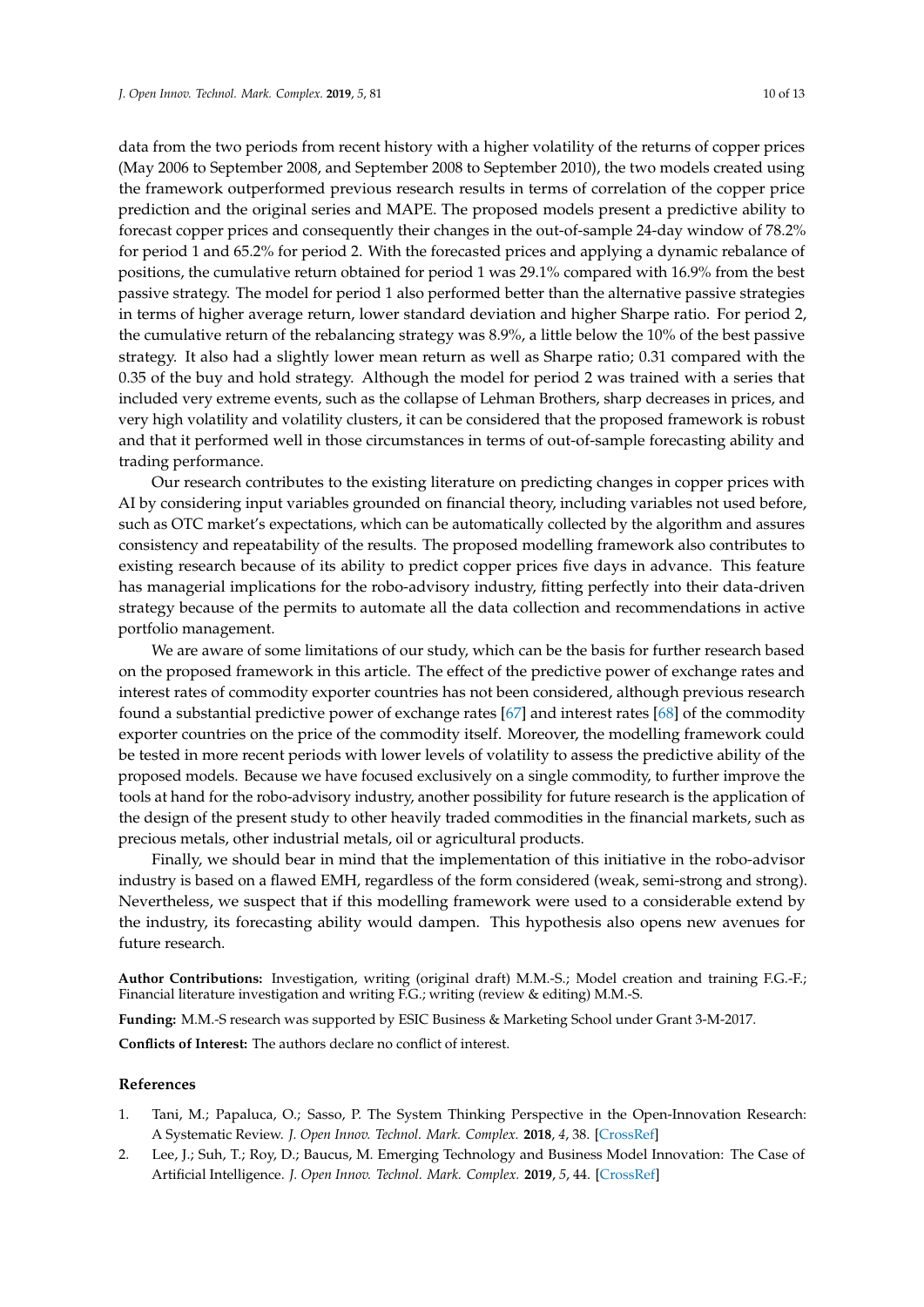data from the two periods from recent history with a higher volatility of the returns of copper prices (May 2006 to September 2008, and September 2008 to September 2010), the two models created using the framework outperformed previous research results in terms of correlation of the copper price prediction and the original series and MAPE. The proposed models present a predictive ability to forecast copper prices and consequently their changes in the out-of-sample 24-day window of 78.2% for period 1 and 65.2% for period 2. With the forecasted prices and applying a dynamic rebalance of positions, the cumulative return obtained for period 1 was 29.1% compared with 16.9% from the best passive strategy. The model for period 1 also performed better than the alternative passive strategies in terms of higher average return, lower standard deviation and higher Sharpe ratio. For period 2, the cumulative return of the rebalancing strategy was 8.9%, a little below the 10% of the best passive strategy. It also had a slightly lower mean return as well as Sharpe ratio; 0.31 compared with the 0.35 of the buy and hold strategy. Although the model for period 2 was trained with a series that included very extreme events, such as the collapse of Lehman Brothers, sharp decreases in prices, and very high volatility and volatility clusters, it can be considered that the proposed framework is robust and that it performed well in those circumstances in terms of out-of-sample forecasting ability and trading performance.

Our research contributes to the existing literature on predicting changes in copper prices with AI by considering input variables grounded on financial theory, including variables not used before, such as OTC market's expectations, which can be automatically collected by the algorithm and assures consistency and repeatability of the results. The proposed modelling framework also contributes to existing research because of its ability to predict copper prices five days in advance. This feature has managerial implications for the robo-advisory industry, fitting perfectly into their data-driven strategy because of the permits to automate all the data collection and recommendations in active portfolio management.

We are aware of some limitations of our study, which can be the basis for further research based on the proposed framework in this article. The effect of the predictive power of exchange rates and interest rates of commodity exporter countries has not been considered, although previous research found a substantial predictive power of exchange rates [67] and interest rates [68] of the commodity exporter countries on the price of the commodity itself. Moreover, the modelling framework could be tested in more recent periods with lower levels of volatility to assess the predictive ability of the proposed models. Because we have focused exclusively on a single commodity, to further improve the tools at hand for the robo-advisory industry, another possibility for future research is the application of the design of the present study to other heavily traded commodities in the financial markets, such as precious metals, other industrial metals, oil or agricultural products.

Finally, we should bear in mind that the implementation of this initiative in the robo-advisor industry is based on a flawed EMH, regardless of the form considered (weak, semi-strong and strong). Nevertheless, we suspect that if this modelling framework were used to a considerable extend by the industry, its forecasting ability would dampen. This hypothesis also opens new avenues for future research.

**Author Contributions:** Investigation, writing (original draft) M.M.-S.; Model creation and training F.G.-F.; Financial literature investigation and writing F.G.; writing (review & editing) M.M.-S.

**Funding:** M.M.-S research was supported by ESIC Business & Marketing School under Grant 3-M-2017.

**Conflicts of Interest:** The authors declare no conflict of interest.

## References

1. Tani, M.; Papaluca, O.; Sasso, P. The System Thinking Perspective in the Open-Innovation Research: A Systematic Review. *J. Open Innov. Technol. Mark. Complex.* **2018**, *4*, 38. [CrossRef]
2. Lee, J.; Suh, T.; Roy, D.; Baucus, M. Emerging Technology and Business Model Innovation: The Case of Artificial Intelligence. *J. Open Innov. Technol. Mark. Complex.* **2019**, *5*, 44. [CrossRef]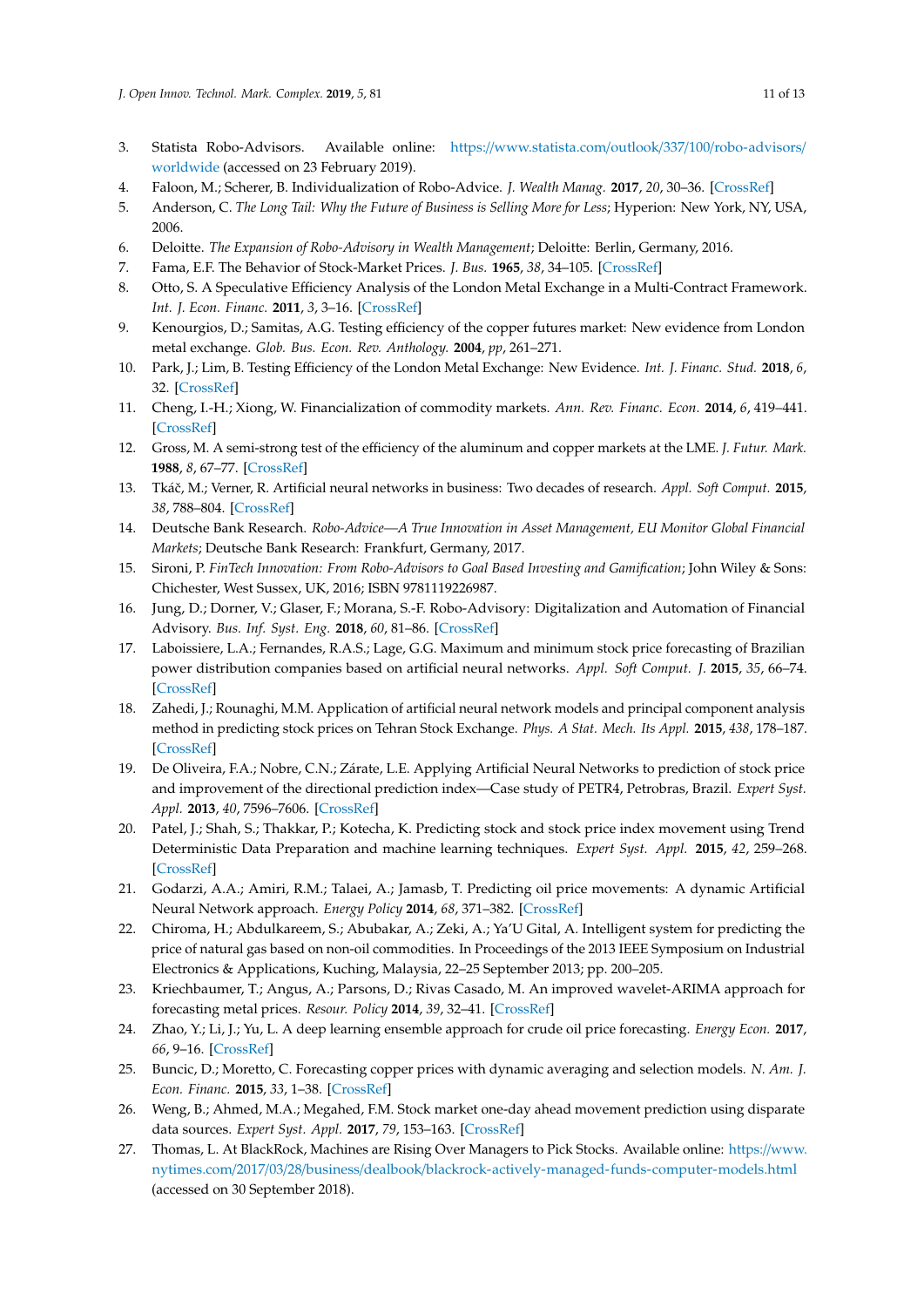3. Statista Robo-Advisors. Available online: https://www.statista.com/outlook/337/100/robo-advisors/worldwide (accessed on 23 February 2019).
4. Faloon, M.; Scherer, B. Individualization of Robo-Advice. *J. Wealth Manag.* **2017**, *20*, 30–36. [CrossRef]
5. Anderson, C. *The Long Tail: Why the Future of Business is Selling More for Less*; Hyperion: New York, NY, USA, 2006.
6. Deloitte. *The Expansion of Robo-Advisory in Wealth Management*; Deloitte: Berlin, Germany, 2016.
7. Fama, E.F. The Behavior of Stock-Market Prices. *J. Bus.* **1965**, *38*, 34–105. [CrossRef]
8. Otto, S. A Speculative Efficiency Analysis of the London Metal Exchange in a Multi-Contract Framework. *Int. J. Econ. Financ.* **2011**, *3*, 3–16. [CrossRef]
9. Kenourgios, D.; Samitas, A.G. Testing efficiency of the copper futures market: New evidence from London metal exchange. *Glob. Bus. Econ. Rev. Anthology.* **2004**, *pp*, 261–271.
10. Park, J.; Lim, B. Testing Efficiency of the London Metal Exchange: New Evidence. *Int. J. Financ. Stud.* **2018**, *6*, 32. [CrossRef]
11. Cheng, I.-H.; Xiong, W. Financialization of commodity markets. *Ann. Rev. Financ. Econ.* **2014**, *6*, 419–441. [CrossRef]
12. Gross, M. A semi-strong test of the efficiency of the aluminum and copper markets at the LME. *J. Futur. Mark.* **1988**, *8*, 67–77. [CrossRef]
13. Tkáč, M.; Verner, R. Artificial neural networks in business: Two decades of research. *Appl. Soft Comput.* **2015**, *38*, 788–804. [CrossRef]
14. Deutsche Bank Research. *Robo-Advice—A True Innovation in Asset Management, EU Monitor Global Financial Markets*; Deutsche Bank Research: Frankfurt, Germany, 2017.
15. Sironi, P. *FinTech Innovation: From Robo-Advisors to Goal Based Investing and Gamification*; John Wiley & Sons: Chichester, West Sussex, UK, 2016; ISBN 9781119226987.
16. Jung, D.; Dorner, V.; Glaser, F.; Morana, S.-F. Robo-Advisory: Digitalization and Automation of Financial Advisory. *Bus. Inf. Syst. Eng.* **2018**, *60*, 81–86. [CrossRef]
17. Laboissiere, L.A.; Fernandes, R.A.S.; Lage, G.G. Maximum and minimum stock price forecasting of Brazilian power distribution companies based on artificial neural networks. *Appl. Soft Comput. J.* **2015**, *35*, 66–74. [CrossRef]
18. Zahedi, J.; Rounaghi, M.M. Application of artificial neural network models and principal component analysis method in predicting stock prices on Tehran Stock Exchange. *Phys. A Stat. Mech. Its Appl.* **2015**, *438*, 178–187. [CrossRef]
19. De Oliveira, F.A.; Nobre, C.N.; Zárate, L.E. Applying Artificial Neural Networks to prediction of stock price and improvement of the directional prediction index—Case study of PETR4, Petrobras, Brazil. *Expert Syst. Appl.* **2013**, *40*, 7596–7606. [CrossRef]
20. Patel, J.; Shah, S.; Thakkar, P.; Kotecha, K. Predicting stock and stock price index movement using Trend Deterministic Data Preparation and machine learning techniques. *Expert Syst. Appl.* **2015**, *42*, 259–268. [CrossRef]
21. Godarzi, A.A.; Amiri, R.M.; Talaei, A.; Jamasb, T. Predicting oil price movements: A dynamic Artificial Neural Network approach. *Energy Policy* **2014**, *68*, 371–382. [CrossRef]
22. Chiroma, H.; Abdulkareem, S.; Abubakar, A.; Zeki, A.; Ya'U Gital, A. Intelligent system for predicting the price of natural gas based on non-oil commodities. In Proceedings of the 2013 IEEE Symposium on Industrial Electronics & Applications, Kuching, Malaysia, 22–25 September 2013; pp. 200–205.
23. Kriechbaumer, T.; Angus, A.; Parsons, D.; Rivas Casado, M. An improved wavelet-ARIMA approach for forecasting metal prices. *Resour. Policy* **2014**, *39*, 32–41. [CrossRef]
24. Zhao, Y.; Li, J.; Yu, L. A deep learning ensemble approach for crude oil price forecasting. *Energy Econ.* **2017**, *66*, 9–16. [CrossRef]
25. Buncic, D.; Moretto, C. Forecasting copper prices with dynamic averaging and selection models. *N. Am. J. Econ. Financ.* **2015**, *33*, 1–38. [CrossRef]
26. Weng, B.; Ahmed, M.A.; Megahed, F.M. Stock market one-day ahead movement prediction using disparate data sources. *Expert Syst. Appl.* **2017**, *79*, 153–163. [CrossRef]
27. Thomas, L. At BlackRock, Machines are Rising Over Managers to Pick Stocks. Available online: https://www.nytimes.com/2017/03/28/business/dealbook/blackrock-actively-managed-funds-computer-models.html (accessed on 30 September 2018).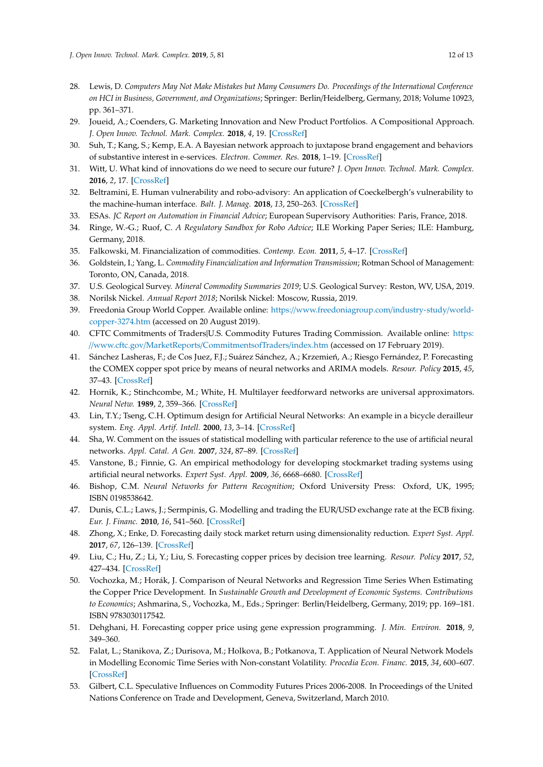28. Lewis, D. *Computers May Not Make Mistakes but Many Consumers Do. Proceedings of the International Conference on HCI in Business, Government, and Organizations*; Springer: Berlin/Heidelberg, Germany, 2018; Volume 10923, pp. 361–371.
29. Joueid, A.; Coenders, G. Marketing Innovation and New Product Portfolios. A Compositional Approach. *J. Open Innov. Technol. Mark. Complex.* **2018**, *4*, 19. [CrossRef]
30. Suh, T.; Kang, S.; Kemp, E.A. A Bayesian network approach to juxtapose brand engagement and behaviors of substantive interest in e-services. *Electron. Commer. Res.* **2018**, 1–19. [CrossRef]
31. Witt, U. What kind of innovations do we need to secure our future? *J. Open Innov. Technol. Mark. Complex.* **2016**, *2*, 17. [CrossRef]
32. Beltramini, E. Human vulnerability and robo-advisory: An application of Coeckelbergh's vulnerability to the machine-human interface. *Balt. J. Manag.* **2018**, *13*, 250–263. [CrossRef]
33. ESAs. *JC Report on Automation in Financial Advice*; European Supervisory Authorities: Paris, France, 2018.
34. Ringe, W.-G.; Ruof, C. *A Regulatory Sandbox for Robo Advice*; ILE Working Paper Series; ILE: Hamburg, Germany, 2018.
35. Falkowski, M. Financialization of commodities. *Contemp. Econ.* **2011**, *5*, 4–17. [CrossRef]
36. Goldstein, I.; Yang, L. *Commodity Financialization and Information Transmission*; Rotman School of Management: Toronto, ON, Canada, 2018.
37. U.S. Geological Survey. *Mineral Commodity Summaries 2019*; U.S. Geological Survey: Reston, WV, USA, 2019.
38. Norilsk Nickel. *Annual Report 2018*; Norilsk Nickel: Moscow, Russia, 2019.
39. Freedonia Group World Copper. Available online: https://www.freedoniagroup.com/industry-study/world-copper-3274.htm (accessed on 20 August 2019).
40. CFTC Commitments of Traders|U.S. Commodity Futures Trading Commission. Available online: https://www.cftc.gov/MarketReports/CommitmentsofTraders/index.htm (accessed on 17 February 2019).
41. Sánchez Lasheras, F.; de Cos Juez, F.J.; Suárez Sánchez, A.; Krzemień, A.; Riesgo Fernández, P. Forecasting the COMEX copper spot price by means of neural networks and ARIMA models. *Resour. Policy* **2015**, *45*, 37–43. [CrossRef]
42. Hornik, K.; Stinchcombe, M.; White, H. Multilayer feedforward networks are universal approximators. *Neural Netw.* **1989**, *2*, 359–366. [CrossRef]
43. Lin, T.Y.; Tseng, C.H. Optimum design for Artificial Neural Networks: An example in a bicycle derailleur system. *Eng. Appl. Artif. Intell.* **2000**, *13*, 3–14. [CrossRef]
44. Sha, W. Comment on the issues of statistical modelling with particular reference to the use of artificial neural networks. *Appl. Catal. A Gen.* **2007**, *324*, 87–89. [CrossRef]
45. Vanstone, B.; Finnie, G. An empirical methodology for developing stockmarket trading systems using artificial neural networks. *Expert Syst. Appl.* **2009**, *36*, 6668–6680. [CrossRef]
46. Bishop, C.M. *Neural Networks for Pattern Recognition*; Oxford University Press: Oxford, UK, 1995; ISBN 0198538642.
47. Dunis, C.L.; Laws, J.; Sermpinis, G. Modelling and trading the EUR/USD exchange rate at the ECB fixing. *Eur. J. Financ.* **2010**, *16*, 541–560. [CrossRef]
48. Zhong, X.; Enke, D. Forecasting daily stock market return using dimensionality reduction. *Expert Syst. Appl.* **2017**, *67*, 126–139. [CrossRef]
49. Liu, C.; Hu, Z.; Li, Y.; Liu, S. Forecasting copper prices by decision tree learning. *Resour. Policy* **2017**, *52*, 427–434. [CrossRef]
50. Vochozka, M.; Horák, J. Comparison of Neural Networks and Regression Time Series When Estimating the Copper Price Development. In *Sustainable Growth and Development of Economic Systems. Contributions to Economics*; Ashmarina, S., Vochozka, M., Eds.; Springer: Berlin/Heidelberg, Germany, 2019; pp. 169–181. ISBN 9783030117542.
51. Dehghani, H. Forecasting copper price using gene expression programming. *J. Min. Environ.* **2018**, *9*, 349–360.
52. Falat, L.; Stanikova, Z.; Durisova, M.; Holkova, B.; Potkanova, T. Application of Neural Network Models in Modelling Economic Time Series with Non-constant Volatility. *Procedia Econ. Financ.* **2015**, *34*, 600–607. [CrossRef]
53. Gilbert, C.L. Speculative Influences on Commodity Futures Prices 2006-2008. In Proceedings of the United Nations Conference on Trade and Development, Geneva, Switzerland, March 2010.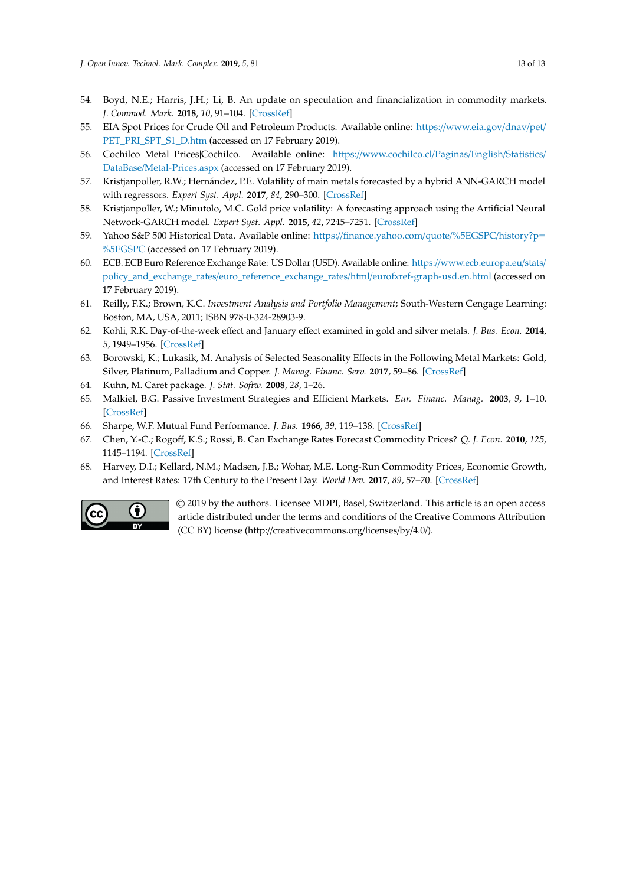54. Boyd, N.E.; Harris, J.H.; Li, B. An update on speculation and financialization in commodity markets. *J. Commod. Mark.* **2018**, *10*, 91–104. [CrossRef]
55. EIA Spot Prices for Crude Oil and Petroleum Products. Available online: https://www.eia.gov/dnav/pet/PET_PRI_SPT_S1_D.htm (accessed on 17 February 2019).
56. Cochilco Metal Prices|Cochilco. Available online: https://www.cochilco.cl/Paginas/English/Statistics/DataBase/Metal-Prices.aspx (accessed on 17 February 2019).
57. Kristjanpoller, R.W.; Hernández, P.E. Volatility of main metals forecasted by a hybrid ANN-GARCH model with regressors. *Expert Syst. Appl.* **2017**, *84*, 290–300. [CrossRef]
58. Kristjanpoller, W.; Minutolo, M.C. Gold price volatility: A forecasting approach using the Artificial Neural Network-GARCH model. *Expert Syst. Appl.* **2015**, *42*, 7245–7251. [CrossRef]
59. Yahoo S&P 500 Historical Data. Available online: https://finance.yahoo.com/quote/%5EGSPC/history?p=%5EGSPC (accessed on 17 February 2019).
60. ECB. ECB Euro Reference Exchange Rate: US Dollar (USD). Available online: https://www.ecb.europa.eu/stats/policy_and_exchange_rates/euro_reference_exchange_rates/html/eurofxref-graph-usd.en.html (accessed on 17 February 2019).
61. Reilly, F.K.; Brown, K.C. *Investment Analysis and Portfolio Management*; South-Western Cengage Learning: Boston, MA, USA, 2011; ISBN 978-0-324-28903-9.
62. Kohli, R.K. Day-of-the-week effect and January effect examined in gold and silver metals. *J. Bus. Econ.* **2014**, *5*, 1949–1956. [CrossRef]
63. Borowski, K.; Lukasik, M. Analysis of Selected Seasonality Effects in the Following Metal Markets: Gold, Silver, Platinum, Palladium and Copper. *J. Manag. Financ. Serv.* **2017**, 59–86. [CrossRef]
64. Kuhn, M. Caret package. *J. Stat. Softw.* **2008**, *28*, 1–26.
65. Malkiel, B.G. Passive Investment Strategies and Efficient Markets. *Eur. Financ. Manag.* **2003**, *9*, 1–10. [CrossRef]
66. Sharpe, W.F. Mutual Fund Performance. *J. Bus.* **1966**, *39*, 119–138. [CrossRef]
67. Chen, Y.-C.; Rogoff, K.S.; Rossi, B. Can Exchange Rates Forecast Commodity Prices? *Q. J. Econ.* **2010**, *125*, 1145–1194. [CrossRef]
68. Harvey, D.I.; Kellard, N.M.; Madsen, J.B.; Wohar, M.E. Long-Run Commodity Prices, Economic Growth, and Interest Rates: 17th Century to the Present Day. *World Dev.* **2017**, *89*, 57–70. [CrossRef]

© 2019 by the authors. Licensee MDPI, Basel, Switzerland. This article is an open access article distributed under the terms and conditions of the Creative Commons Attribution (CC BY) license (http://creativecommons.org/licenses/by/4.0/).